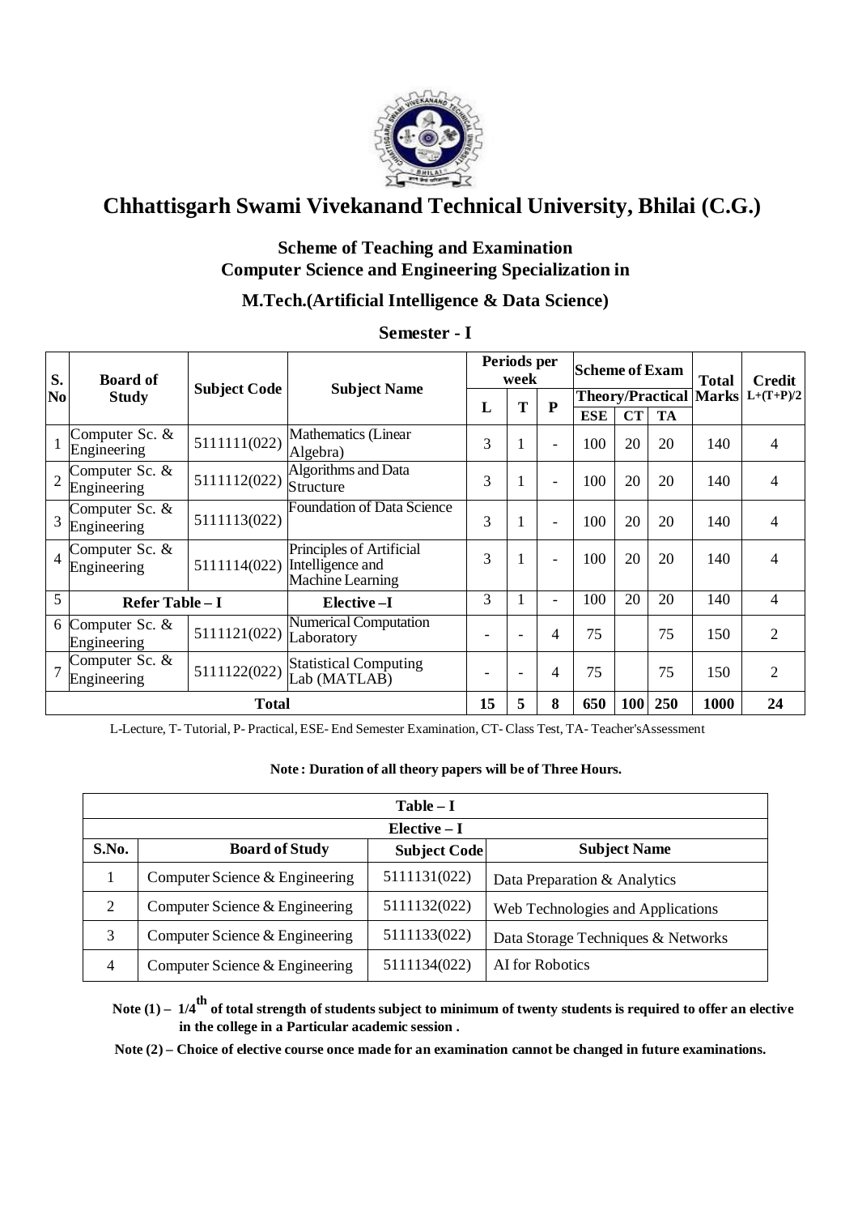# Chhattisgarh Swami Vivekanand Technical University, Bhilai (C.G.)

## Scheme of Teaching and Examination
## Computer Science and Engineering Specialization in
## M.Tech.(Artificial Intelligence & Data Science)

### Semester - I

| S. No | Board of Study | Subject Code | Subject Name | Periods per week | | | Scheme of Exam | | | Total Marks | Credit L+(T+P)/2 |
|---|---|---|---|---|---|---|---|---|---|---|---|
| | | | | | | | Theory/Practical | | | | |
| | | | | L | T | P | ESE | CT | TA | | |
| 1 | Computer Sc. & Engineering | 5111111(022) | Mathematics (Linear Algebra) | 3 | 1 | - | 100 | 20 | 20 | 140 | 4 |
| 2 | Computer Sc. & Engineering | 5111112(022) | Algorithms and Data Structure | 3 | 1 | - | 100 | 20 | 20 | 140 | 4 |
| 3 | Computer Sc. & Engineering | 5111113(022) | Foundation of Data Science | 3 | 1 | - | 100 | 20 | 20 | 140 | 4 |
| 4 | Computer Sc. & Engineering | 5111114(022) | Principles of Artificial Intelligence and Machine Learning | 3 | 1 | - | 100 | 20 | 20 | 140 | 4 |
| 5 | **Refer Table – I** | | **Elective –I** | 3 | 1 | - | 100 | 20 | 20 | 140 | 4 |
| 6 | Computer Sc. & Engineering | 5111121(022) | Numerical Computation Laboratory | - | - | 4 | 75 | | 75 | 150 | 2 |
| 7 | Computer Sc. & Engineering | 5111122(022) | Statistical Computing Lab (MATLAB) | - | - | 4 | 75 | | 75 | 150 | 2 |
| | **Total** | | | **15** | **5** | **8** | **650** | **100** | **250** | **1000** | **24** |

L-Lecture, T- Tutorial, P- Practical, ESE- End Semester Examination, CT- Class Test, TA- Teacher'sAssessment

**Note : Duration of all theory papers will be of Three Hours.**

| **Table – I** | | | |
|---|---|---|---|
| **Elective – I** | | | |
| **S.No.** | **Board of Study** | **Subject Code** | **Subject Name** |
| 1 | Computer Science & Engineering | 5111131(022) | Data Preparation & Analytics |
| 2 | Computer Science & Engineering | 5111132(022) | Web Technologies and Applications |
| 3 | Computer Science & Engineering | 5111133(022) | Data Storage Techniques & Networks |
| 4 | Computer Science & Engineering | 5111134(022) | AI for Robotics |

**Note (1) – $1/4^{th}$ of total strength of students subject to minimum of twenty students is required to offer an elective in the college in a Particular academic session .**

**Note (2) – Choice of elective course once made for an examination cannot be changed in future examinations.**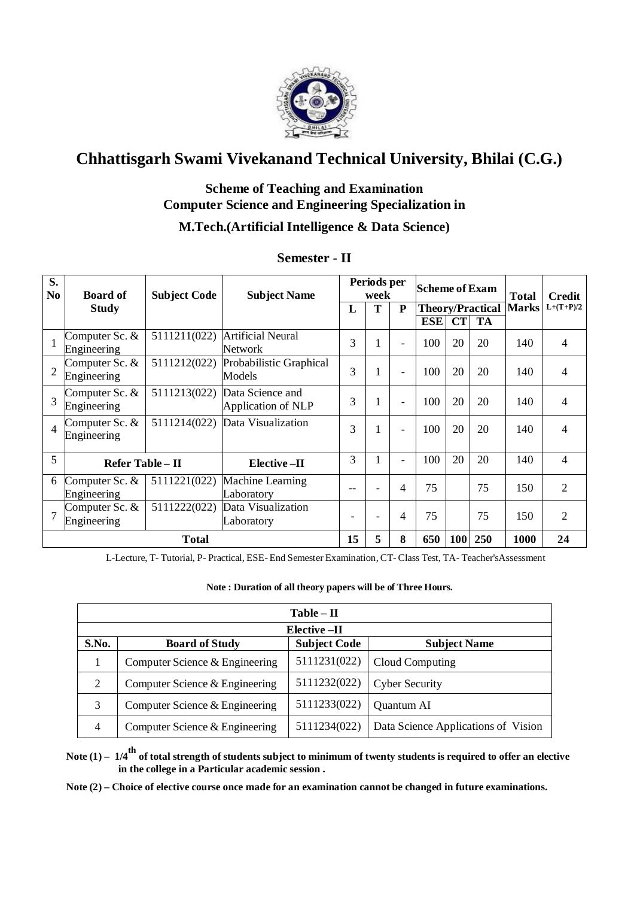# Chhattisgarh Swami Vivekanand Technical University, Bhilai (C.G.)

## Scheme of Teaching and Examination
## Computer Science and Engineering Specialization in
## M.Tech.(Artificial Intelligence & Data Science)

### Semester - II

| S. No | Board of Study | Subject Code | Subject Name | Periods per week | | | Scheme of Exam | | | Total Marks | Credit L+(T+P)/2 |
|---|---|---|---|---|---|---|---|---|---|---|---|
| | | | | L | T | P | Theory/Practical | | | | |
| | | | | | | | ESE | CT | TA | | |
| 1 | Computer Sc. & Engineering | 5111211(022) | Artificial Neural Network | 3 | 1 | - | 100 | 20 | 20 | 140 | 4 |
| 2 | Computer Sc. & Engineering | 5111212(022) | Probabilistic Graphical Models | 3 | 1 | - | 100 | 20 | 20 | 140 | 4 |
| 3 | Computer Sc. & Engineering | 5111213(022) | Data Science and Application of NLP | 3 | 1 | - | 100 | 20 | 20 | 140 | 4 |
| 4 | Computer Sc. & Engineering | 5111214(022) | Data Visualization | 3 | 1 | - | 100 | 20 | 20 | 140 | 4 |
| 5 | Refer Table – II | | Elective –II | 3 | 1 | - | 100 | 20 | 20 | 140 | 4 |
| 6 | Computer Sc. & Engineering | 5111221(022) | Machine Learning Laboratory | -- | - | 4 | 75 | | 75 | 150 | 2 |
| 7 | Computer Sc. & Engineering | 5111222(022) | Data Visualization Laboratory | - | - | 4 | 75 | | 75 | 150 | 2 |
| **Total** | | | | **15** | **5** | **8** | **650** | **100** | **250** | **1000** | **24** |

L-Lecture, T- Tutorial, P- Practical, ESE- End Semester Examination, CT- Class Test, TA- Teacher'sAssessment

**Note : Duration of all theory papers will be of Three Hours.**

| Table – II | | | |
|---|---|---|---|
| **Elective –II** | | | |
| **S.No.** | **Board of Study** | **Subject Code** | **Subject Name** |
| 1 | Computer Science & Engineering | 5111231(022) | Cloud Computing |
| 2 | Computer Science & Engineering | 5111232(022) | Cyber Security |
| 3 | Computer Science & Engineering | 5111233(022) | Quantum AI |
| 4 | Computer Science & Engineering | 5111234(022) | Data Science Applications of Vision |

**Note (1) – 1/4th of total strength of students subject to minimum of twenty students is required to offer an elective in the college in a Particular academic session .**

**Note (2) – Choice of elective course once made for an examination cannot be changed in future examinations.**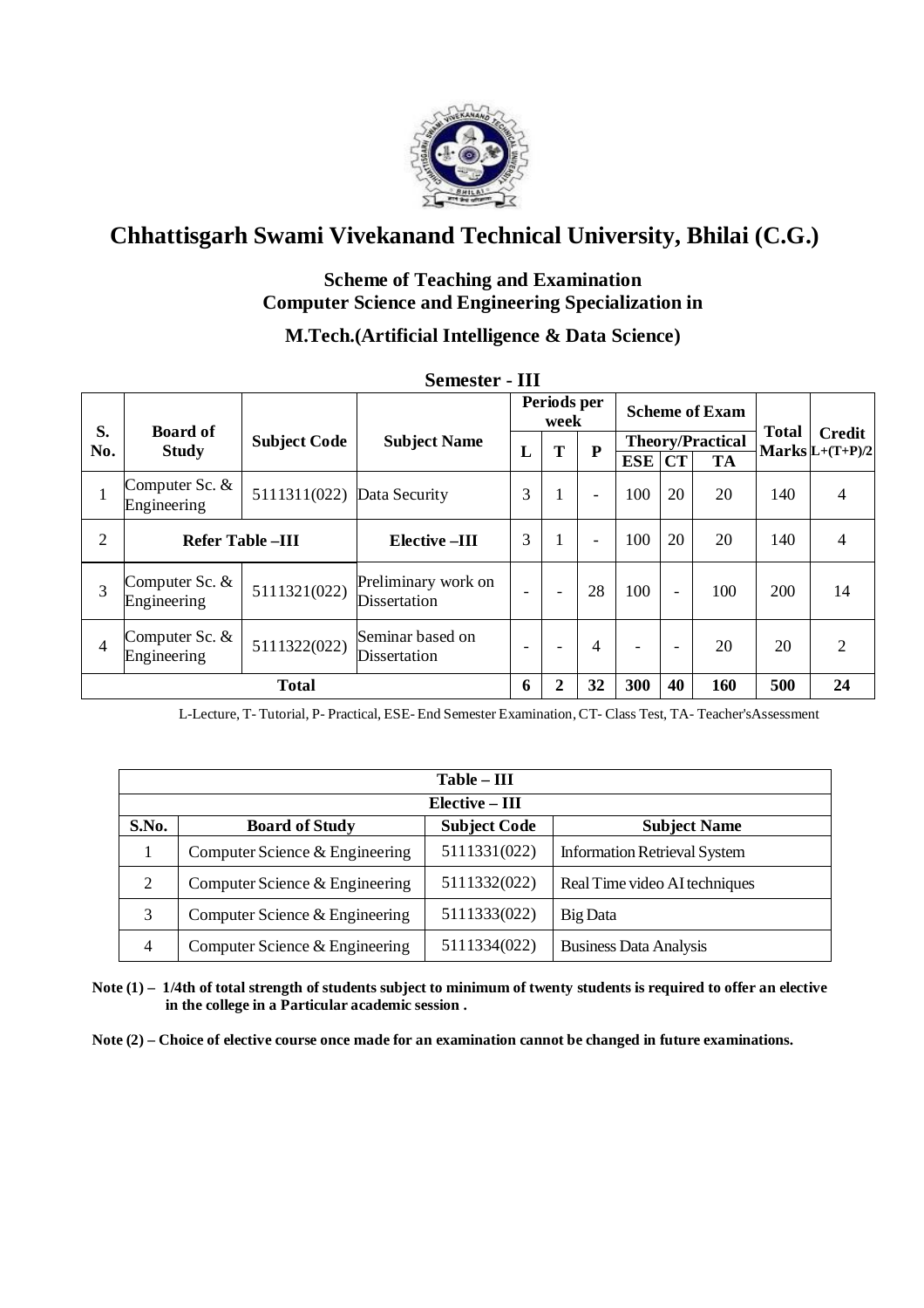# Chhattisgarh Swami Vivekanand Technical University, Bhilai (C.G.)

### Scheme of Teaching and Examination
### Computer Science and Engineering Specialization in
### M.Tech.(Artificial Intelligence & Data Science)

**Semester - III**

| S. No. | Board of Study | Subject Code | Subject Name | Periods per week | | | Scheme of Exam | | | Total Marks | Credit L+(T+P)/2 |
|---|---|---|---|---|---|---|---|---|---|---|---|
| | | | | | | | Theory/Practical | | | | |
| | | | | L | T | P | ESE | CT | TA | | |
| 1 | Computer Sc. & Engineering | 5111311(022) | Data Security | 3 | 1 | - | 100 | 20 | 20 | 140 | 4 |
| 2 | Refer Table –III | | Elective –III | 3 | 1 | - | 100 | 20 | 20 | 140 | 4 |
| 3 | Computer Sc. & Engineering | 5111321(022) | Preliminary work on Dissertation | - | - | 28 | 100 | - | 100 | 200 | 14 |
| 4 | Computer Sc. & Engineering | 5111322(022) | Seminar based on Dissertation | - | - | 4 | - | - | 20 | 20 | 2 |
| **Total** | | | | **6** | **2** | **32** | **300** | **40** | **160** | **500** | **24** |

L-Lecture, T- Tutorial, P- Practical, ESE- End Semester Examination, CT- Class Test, TA- Teacher'sAssessment

| Table – III | | | |
|---|---|---|---|
| **Elective – III** | | | |
| **S.No.** | **Board of Study** | **Subject Code** | **Subject Name** |
| 1 | Computer Science & Engineering | 5111331(022) | Information Retrieval System |
| 2 | Computer Science & Engineering | 5111332(022) | Real Time video AI techniques |
| 3 | Computer Science & Engineering | 5111333(022) | Big Data |
| 4 | Computer Science & Engineering | 5111334(022) | Business Data Analysis |

**Note (1) – 1/4th of total strength of students subject to minimum of twenty students is required to offer an elective in the college in a Particular academic session .**

**Note (2) – Choice of elective course once made for an examination cannot be changed in future examinations.**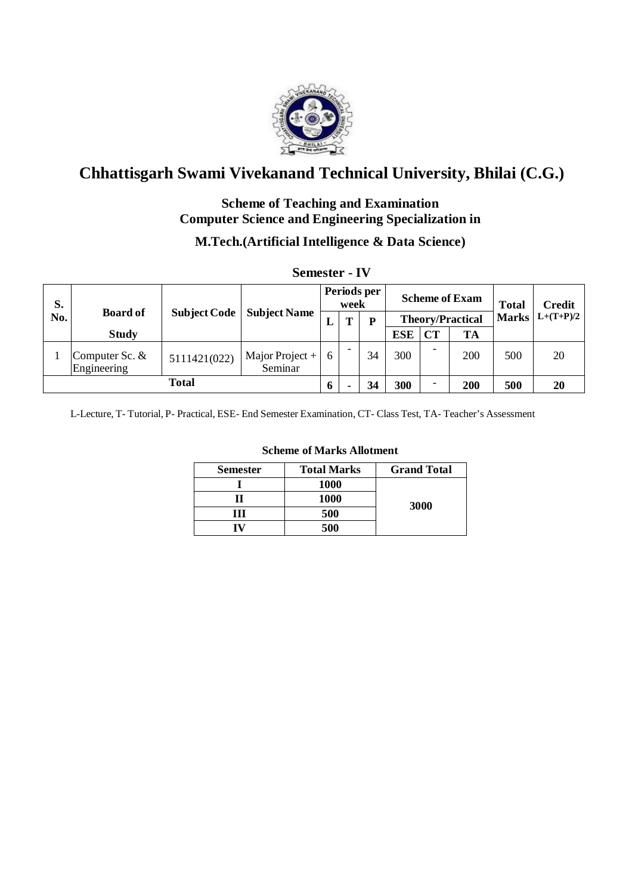# Chhattisgarh Swami Vivekanand Technical University, Bhilai (C.G.)

### Scheme of Teaching and Examination
### Computer Science and Engineering Specialization in

### M.Tech.(Artificial Intelligence & Data Science)

### Semester - IV

| S. No. | Board of Study | Subject Code | Subject Name | Periods per week | | | Scheme of Exam | | | Total Marks | Credit L+(T+P)/2 |
|---|---|---|---|---|---|---|---|---|---|---|---|
| | | | | L | T | P | Theory/Practical | | | | |
| | | | | | | | ESE | CT | TA | | |
| 1 | Computer Sc. & Engineering | 5111421(022) | Major Project + Seminar | 6 | - | 34 | 300 | - | 200 | 500 | 20 |
| **Total** | | | | **6** | **-** | **34** | **300** | - | **200** | **500** | **20** |

L-Lecture, T- Tutorial, P- Practical, ESE- End Semester Examination, CT- Class Test, TA- Teacher's Assessment

**Scheme of Marks Allotment**

| Semester | Total Marks | Grand Total |
|---|---|---|
| **I** | **1000** | **3000** |
| **II** | **1000** | |
| **III** | **500** | |
| **IV** | **500** | |